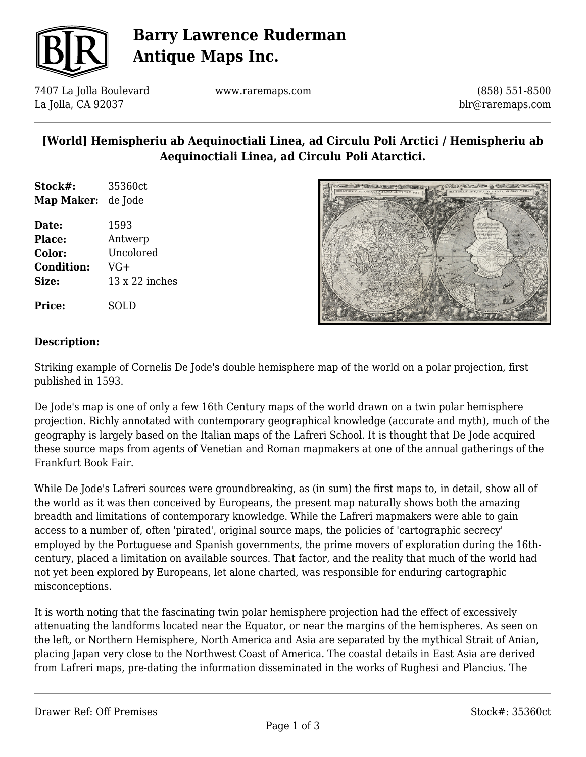# Barry Lawrence Ruderman Antique Maps Inc.

7407 La Jolla Boulevard
La Jolla, CA 92037

www.raremaps.com

(858) 551-8500
blr@raremaps.com

## [World] Hemispheriu ab Aequinoctiali Linea, ad Circulu Poli Arctici / Hemispheriu ab Aequinoctiali Linea, ad Circulu Poli Atarctici.

**Stock#:** 35360ct
**Map Maker:** de Jode

**Date:** 1593
**Place:** Antwerp
**Color:** Uncolored
**Condition:** VG+
**Size:** 13 x 22 inches

**Price:** SOLD

### Description:

Striking example of Cornelis De Jode's double hemisphere map of the world on a polar projection, first published in 1593.

De Jode's map is one of only a few 16th Century maps of the world drawn on a twin polar hemisphere projection. Richly annotated with contemporary geographical knowledge (accurate and myth), much of the geography is largely based on the Italian maps of the Lafreri School. It is thought that De Jode acquired these source maps from agents of Venetian and Roman mapmakers at one of the annual gatherings of the Frankfurt Book Fair.

While De Jode's Lafreri sources were groundbreaking, as (in sum) the first maps to, in detail, show all of the world as it was then conceived by Europeans, the present map naturally shows both the amazing breadth and limitations of contemporary knowledge. While the Lafreri mapmakers were able to gain access to a number of, often 'pirated', original source maps, the policies of 'cartographic secrecy' employed by the Portuguese and Spanish governments, the prime movers of exploration during the 16th-century, placed a limitation on available sources. That factor, and the reality that much of the world had not yet been explored by Europeans, let alone charted, was responsible for enduring cartographic misconceptions.

It is worth noting that the fascinating twin polar hemisphere projection had the effect of excessively attenuating the landforms located near the Equator, or near the margins of the hemispheres. As seen on the left, or Northern Hemisphere, North America and Asia are separated by the mythical Strait of Anian, placing Japan very close to the Northwest Coast of America. The coastal details in East Asia are derived from Lafreri maps, pre-dating the information disseminated in the works of Rughesi and Plancius. The

Drawer Ref: Off Premises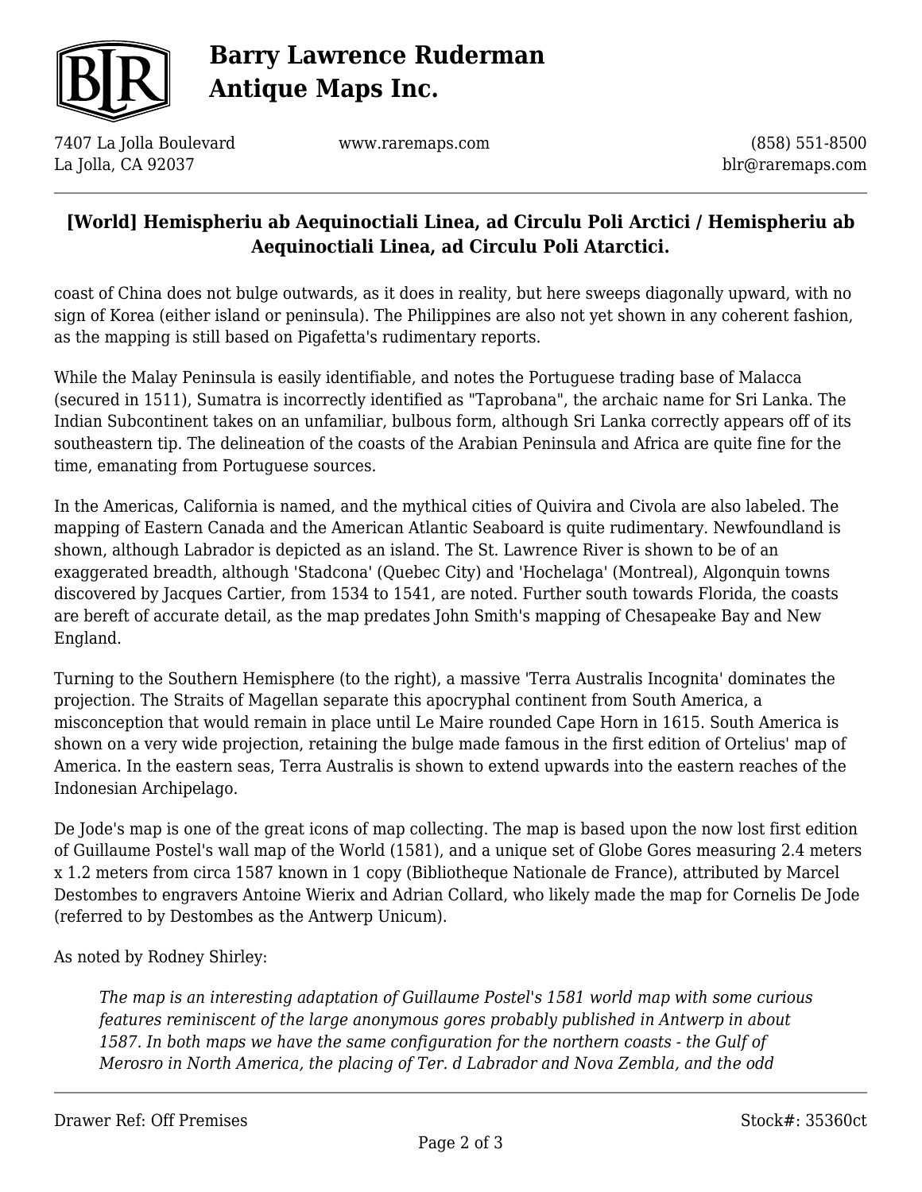coast of China does not bulge outwards, as it does in reality, but here sweeps diagonally upward, with no sign of Korea (either island or peninsula). The Philippines are also not yet shown in any coherent fashion, as the mapping is still based on Pigafetta's rudimentary reports.

While the Malay Peninsula is easily identifiable, and notes the Portuguese trading base of Malacca (secured in 1511), Sumatra is incorrectly identified as "Taprobana", the archaic name for Sri Lanka. The Indian Subcontinent takes on an unfamiliar, bulbous form, although Sri Lanka correctly appears off of its southeastern tip. The delineation of the coasts of the Arabian Peninsula and Africa are quite fine for the time, emanating from Portuguese sources.

In the Americas, California is named, and the mythical cities of Quivira and Civola are also labeled. The mapping of Eastern Canada and the American Atlantic Seaboard is quite rudimentary. Newfoundland is shown, although Labrador is depicted as an island. The St. Lawrence River is shown to be of an exaggerated breadth, although 'Stadcona' (Quebec City) and 'Hochelaga' (Montreal), Algonquin towns discovered by Jacques Cartier, from 1534 to 1541, are noted. Further south towards Florida, the coasts are bereft of accurate detail, as the map predates John Smith's mapping of Chesapeake Bay and New England.

Turning to the Southern Hemisphere (to the right), a massive 'Terra Australis Incognita' dominates the projection. The Straits of Magellan separate this apocryphal continent from South America, a misconception that would remain in place until Le Maire rounded Cape Horn in 1615. South America is shown on a very wide projection, retaining the bulge made famous in the first edition of Ortelius' map of America. In the eastern seas, Terra Australis is shown to extend upwards into the eastern reaches of the Indonesian Archipelago.

De Jode's map is one of the great icons of map collecting. The map is based upon the now lost first edition of Guillaume Postel's wall map of the World (1581), and a unique set of Globe Gores measuring 2.4 meters x 1.2 meters from circa 1587 known in 1 copy (Bibliotheque Nationale de France), attributed by Marcel Destombes to engravers Antoine Wierix and Adrian Collard, who likely made the map for Cornelis De Jode (referred to by Destombes as the Antwerp Unicum).

As noted by Rodney Shirley:

> *The map is an interesting adaptation of Guillaume Postel's 1581 world map with some curious features reminiscent of the large anonymous gores probably published in Antwerp in about 1587. In both maps we have the same configuration for the northern coasts - the Gulf of Merosro in North America, the placing of Ter. d Labrador and Nova Zembla, and the odd*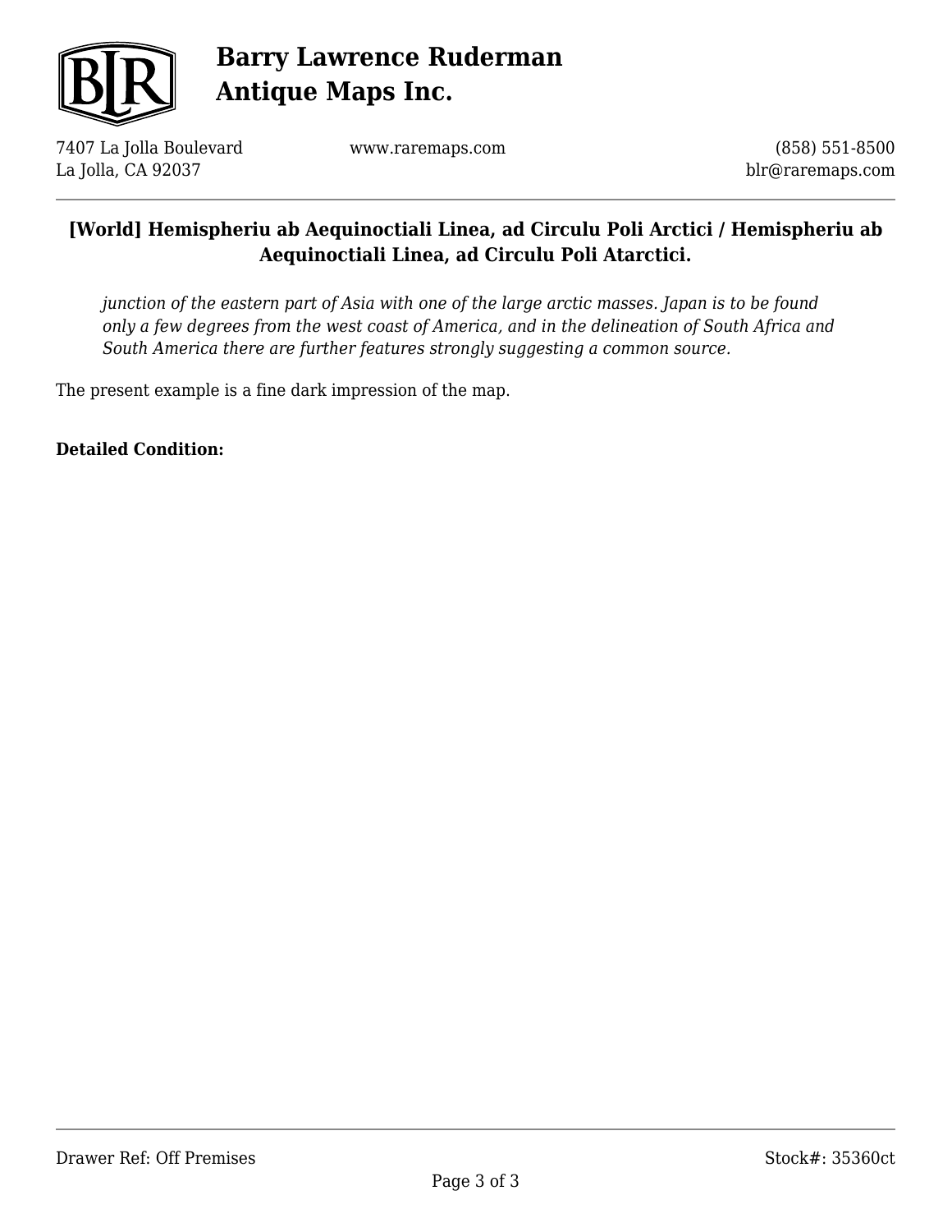**[World] Hemispheriu ab Aequinoctiali Linea, ad Circulu Poli Arctici / Hemispheriu ab Aequinoctiali Linea, ad Circulu Poli Atarctici.**

> *junction of the eastern part of Asia with one of the large arctic masses. Japan is to be found only a few degrees from the west coast of America, and in the delineation of South Africa and South America there are further features strongly suggesting a common source.*

The present example is a fine dark impression of the map.

**Detailed Condition:**

Drawer Ref: Off Premises

Stock#: 35360ct